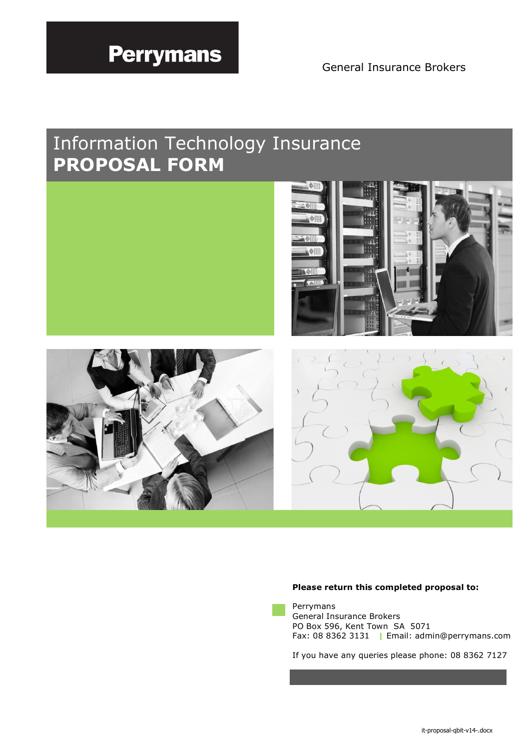**Perrymans**

General Insurance Brokers

# Information Technology Insurance
# PROPOSAL FORM

**Please return this completed proposal to:**

Perrymans
General Insurance Brokers
PO Box 596, Kent Town SA 5071
Fax: 08 8362 3131 | Email: admin@perrymans.com

If you have any queries please phone: 08 8362 7127

it-proposal-qbit-v14-.docx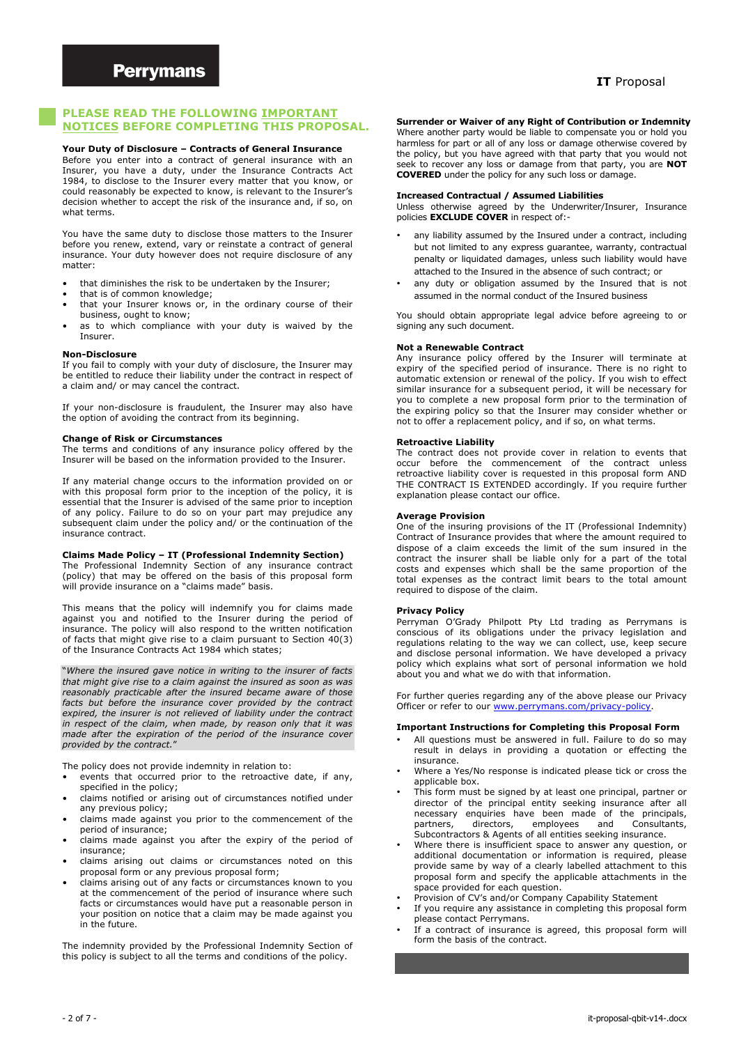## PLEASE READ THE FOLLOWING IMPORTANT NOTICES BEFORE COMPLETING THIS PROPOSAL.

**Your Duty of Disclosure – Contracts of General Insurance**
Before you enter into a contract of general insurance with an Insurer, you have a duty, under the Insurance Contracts Act 1984, to disclose to the Insurer every matter that you know, or could reasonably be expected to know, is relevant to the Insurer's decision whether to accept the risk of the insurance and, if so, on what terms.

You have the same duty to disclose those matters to the Insurer before you renew, extend, vary or reinstate a contract of general insurance. Your duty however does not require disclosure of any matter:

- that diminishes the risk to be undertaken by the Insurer;
- that is of common knowledge;
- that your Insurer knows or, in the ordinary course of their business, ought to know;
- as to which compliance with your duty is waived by the Insurer.

**Non-Disclosure**
If you fail to comply with your duty of disclosure, the Insurer may be entitled to reduce their liability under the contract in respect of a claim and/ or may cancel the contract.

If your non-disclosure is fraudulent, the Insurer may also have the option of avoiding the contract from its beginning.

**Change of Risk or Circumstances**
The terms and conditions of any insurance policy offered by the Insurer will be based on the information provided to the Insurer.

If any material change occurs to the information provided on or with this proposal form prior to the inception of the policy, it is essential that the Insurer is advised of the same prior to inception of any policy. Failure to do so on your part may prejudice any subsequent claim under the policy and/ or the continuation of the insurance contract.

**Claims Made Policy – IT (Professional Indemnity Section)**
The Professional Indemnity Section of any insurance contract (policy) that may be offered on the basis of this proposal form will provide insurance on a "claims made" basis.

This means that the policy will indemnify you for claims made against you and notified to the Insurer during the period of insurance. The policy will also respond to the written notification of facts that might give rise to a claim pursuant to Section 40(3) of the Insurance Contracts Act 1984 which states;

"*Where the insured gave notice in writing to the insurer of facts that might give rise to a claim against the insured as soon as was reasonably practicable after the insured became aware of those facts but before the insurance cover provided by the contract expired, the insurer is not relieved of liability under the contract in respect of the claim, when made, by reason only that it was made after the expiration of the period of the insurance cover provided by the contract.*"

The policy does not provide indemnity in relation to:

- events that occurred prior to the retroactive date, if any, specified in the policy;
- claims notified or arising out of circumstances notified under any previous policy;
- claims made against you prior to the commencement of the period of insurance;
- claims made against you after the expiry of the period of insurance;
- claims arising out claims or circumstances noted on this proposal form or any previous proposal form;
- claims arising out of any facts or circumstances known to you at the commencement of the period of insurance where such facts or circumstances would have put a reasonable person in your position on notice that a claim may be made against you in the future.

The indemnity provided by the Professional Indemnity Section of this policy is subject to all the terms and conditions of the policy.

**Surrender or Waiver of any Right of Contribution or Indemnity**
Where another party would be liable to compensate you or hold you harmless for part or all of any loss or damage otherwise covered by the policy, but you have agreed with that party that you would not seek to recover any loss or damage from that party, you are **NOT COVERED** under the policy for any such loss or damage.

**Increased Contractual / Assumed Liabilities**
Unless otherwise agreed by the Underwriter/Insurer, Insurance policies **EXCLUDE COVER** in respect of:-

- any liability assumed by the Insured under a contract, including but not limited to any express guarantee, warranty, contractual penalty or liquidated damages, unless such liability would have attached to the Insured in the absence of such contract; or
- any duty or obligation assumed by the Insured that is not assumed in the normal conduct of the Insured business

You should obtain appropriate legal advice before agreeing to or signing any such document.

**Not a Renewable Contract**
Any insurance policy offered by the Insurer will terminate at expiry of the specified period of insurance. There is no right to automatic extension or renewal of the policy. If you wish to effect similar insurance for a subsequent period, it will be necessary for you to complete a new proposal form prior to the termination of the expiring policy so that the Insurer may consider whether or not to offer a replacement policy, and if so, on what terms.

**Retroactive Liability**
The contract does not provide cover in relation to events that occur before the commencement of the contract unless retroactive liability cover is requested in this proposal form AND THE CONTRACT IS EXTENDED accordingly. If you require further explanation please contact our office.

**Average Provision**
One of the insuring provisions of the IT (Professional Indemnity) Contract of Insurance provides that where the amount required to dispose of a claim exceeds the limit of the sum insured in the contract the insurer shall be liable only for a part of the total costs and expenses which shall be the same proportion of the total expenses as the contract limit bears to the total amount required to dispose of the claim.

**Privacy Policy**
Perryman O'Grady Philpott Pty Ltd trading as Perrymans is conscious of its obligations under the privacy legislation and regulations relating to the way we can collect, use, keep secure and disclose personal information. We have developed a privacy policy which explains what sort of personal information we hold about you and what we do with that information.

For further queries regarding any of the above please our Privacy Officer or refer to our [www.perrymans.com/privacy-policy](www.perrymans.com/privacy-policy).

**Important Instructions for Completing this Proposal Form**

- All questions must be answered in full. Failure to do so may result in delays in providing a quotation or effecting the insurance.
- Where a Yes/No response is indicated please tick or cross the applicable box.
- This form must be signed by at least one principal, partner or director of the principal entity seeking insurance after all necessary enquiries have been made of the principals, partners, directors, employees and Consultants, Subcontractors & Agents of all entities seeking insurance.
- Where there is insufficient space to answer any question, or additional documentation or information is required, please provide same by way of a clearly labelled attachment to this proposal form and specify the applicable attachments in the space provided for each question.
- Provision of CV's and/or Company Capability Statement
- If you require any assistance in completing this proposal form please contact Perrymans.
- If a contract of insurance is agreed, this proposal form will form the basis of the contract.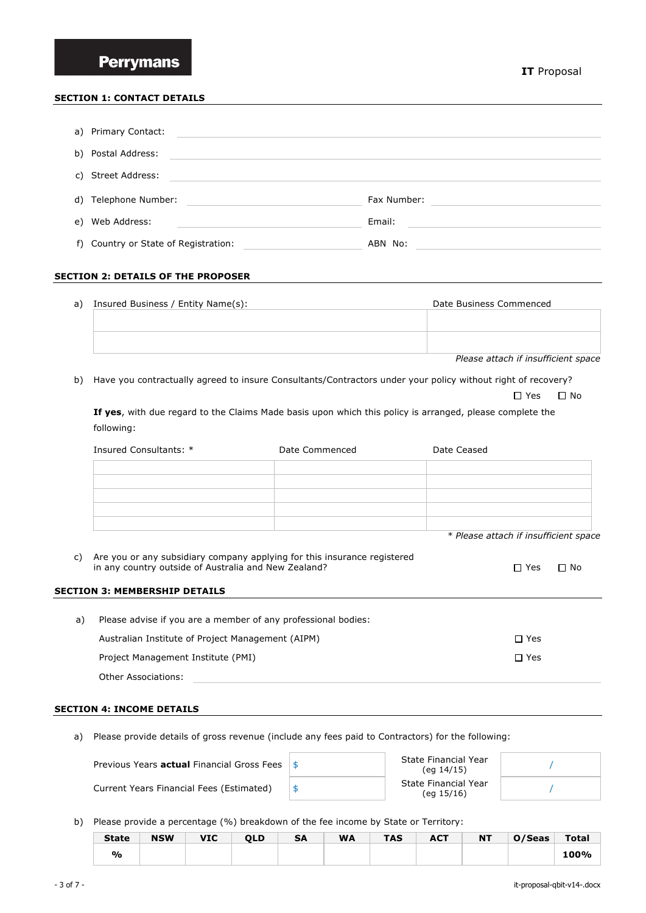**Perrymans**

**IT** Proposal

## SECTION 1: CONTACT DETAILS

a) Primary Contact: \_\_\_\_\_\_\_\_\_\_\_\_\_\_\_\_\_\_\_\_\_\_\_\_\_\_\_\_\_\_

b) Postal Address: \_\_\_\_\_\_\_\_\_\_\_\_\_\_\_\_\_\_\_\_\_\_\_\_\_\_\_\_\_\_

c) Street Address: \_\_\_\_\_\_\_\_\_\_\_\_\_\_\_\_\_\_\_\_\_\_\_\_\_\_\_\_\_\_

d) Telephone Number: \_\_\_\_\_\_\_\_\_\_\_\_\_\_\_ Fax Number: \_\_\_\_\_\_\_\_\_\_\_\_\_\_\_

e) Web Address: \_\_\_\_\_\_\_\_\_\_\_\_\_\_\_ Email: \_\_\_\_\_\_\_\_\_\_\_\_\_\_\_

f) Country or State of Registration: \_\_\_\_\_\_\_\_\_\_\_\_\_\_\_ ABN No: \_\_\_\_\_\_\_\_\_\_\_\_\_\_\_

## SECTION 2: DETAILS OF THE PROPOSER

a)

| Insured Business / Entity Name(s): | Date Business Commenced |
|---|---|
| | |
| | |

*Please attach if insufficient space*

b) Have you contractually agreed to insure Consultants/Contractors under your policy without right of recovery?

☐ Yes ☐ No

**If yes**, with due regard to the Claims Made basis upon which this policy is arranged, please complete the following:

| Insured Consultants: * | Date Commenced | Date Ceased |
|---|---|---|
| | | |
| | | |
| | | |
| | | |
| | | |

*\* Please attach if insufficient space*

c) Are you or any subsidiary company applying for this insurance registered in any country outside of Australia and New Zealand? ☐ Yes ☐ No

## SECTION 3: MEMBERSHIP DETAILS

a) Please advise if you are a member of any professional bodies:

Australian Institute of Project Management (AIPM) ☐ Yes

Project Management Institute (PMI) ☐ Yes

Other Associations: \_\_\_\_\_\_\_\_\_\_\_\_\_\_\_\_\_\_\_\_\_\_\_\_\_\_\_\_\_\_

## SECTION 4: INCOME DETAILS

a) Please provide details of gross revenue (include any fees paid to Contractors) for the following:

| | | | |
|---|---|---|---|
| Previous Years **actual** Financial Gross Fees | $ | State Financial Year (eg 14/15) | / |
| Current Years Financial Fees (Estimated) | $ | State Financial Year (eg 15/16) | / |

b) Please provide a percentage (%) breakdown of the fee income by State or Territory:

| State | NSW | VIC | QLD | SA | WA | TAS | ACT | NT | O/Seas | Total |
|---|---|---|---|---|---|---|---|---|---|---|
| % | | | | | | | | | | 100% |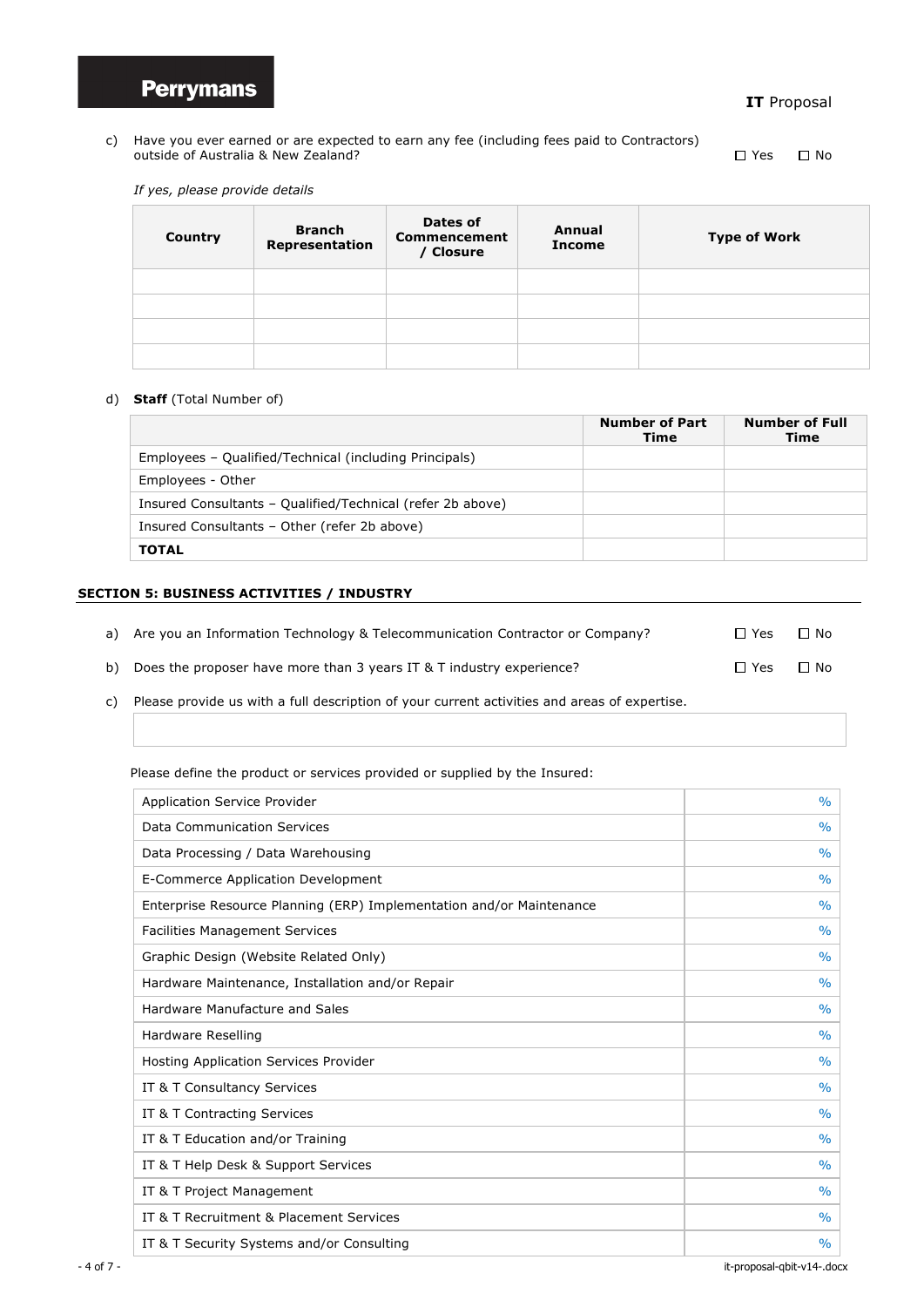c) Have you ever earned or are expected to earn any fee (including fees paid to Contractors) outside of Australia & New Zealand? ☐ Yes ☐ No

*If yes, please provide details*

| Country | Branch Representation | Dates of Commencement / Closure | Annual Income | Type of Work |
|---|---|---|---|---|
| | | | | |
| | | | | |
| | | | | |
| | | | | |

d) **Staff** (Total Number of)

| | Number of Part Time | Number of Full Time |
|---|---|---|
| Employees – Qualified/Technical (including Principals) | | |
| Employees - Other | | |
| Insured Consultants – Qualified/Technical (refer 2b above) | | |
| Insured Consultants – Other (refer 2b above) | | |
| **TOTAL** | | |

## SECTION 5: BUSINESS ACTIVITIES / INDUSTRY

a) Are you an Information Technology & Telecommunication Contractor or Company? ☐ Yes ☐ No

b) Does the proposer have more than 3 years IT & T industry experience? ☐ Yes ☐ No

c) Please provide us with a full description of your current activities and areas of expertise.

Please define the product or services provided or supplied by the Insured:

| | |
|---|---|
| Application Service Provider | % |
| Data Communication Services | % |
| Data Processing / Data Warehousing | % |
| E-Commerce Application Development | % |
| Enterprise Resource Planning (ERP) Implementation and/or Maintenance | % |
| Facilities Management Services | % |
| Graphic Design (Website Related Only) | % |
| Hardware Maintenance, Installation and/or Repair | % |
| Hardware Manufacture and Sales | % |
| Hardware Reselling | % |
| Hosting Application Services Provider | % |
| IT & T Consultancy Services | % |
| IT & T Contracting Services | % |
| IT & T Education and/or Training | % |
| IT & T Help Desk & Support Services | % |
| IT & T Project Management | % |
| IT & T Recruitment & Placement Services | % |
| IT & T Security Systems and/or Consulting | % |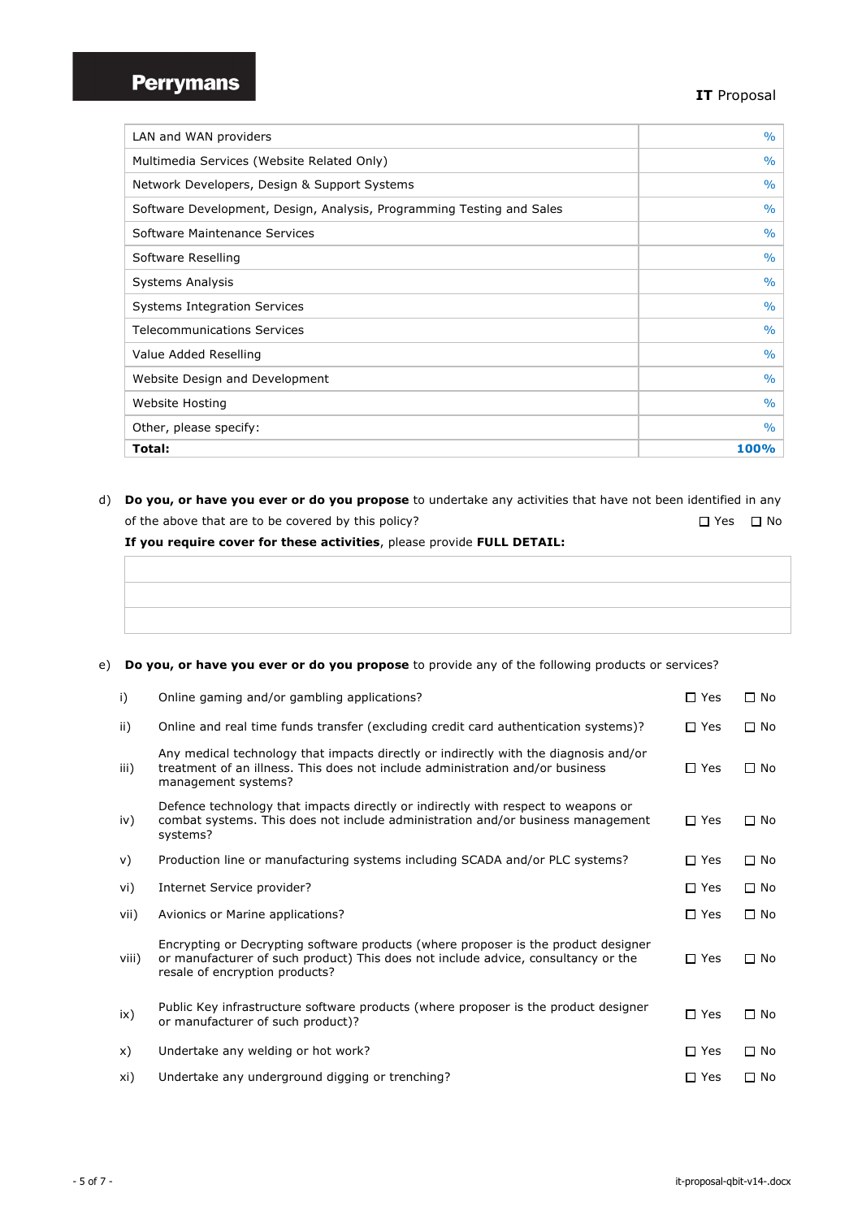| | |
|---|---|
| LAN and WAN providers | % |
| Multimedia Services (Website Related Only) | % |
| Network Developers, Design & Support Systems | % |
| Software Development, Design, Analysis, Programming Testing and Sales | % |
| Software Maintenance Services | % |
| Software Reselling | % |
| Systems Analysis | % |
| Systems Integration Services | % |
| Telecommunications Services | % |
| Value Added Reselling | % |
| Website Design and Development | % |
| Website Hosting | % |
| Other, please specify: | % |
| **Total:** | **100%** |

d) **Do you, or have you ever or do you propose** to undertake any activities that have not been identified in any of the above that are to be covered by this policy? ☐ Yes ☐ No

**If you require cover for these activities**, please provide **FULL DETAIL:**

| |
|---|
| |
| |
| |

e) **Do you, or have you ever or do you propose** to provide any of the following products or services?

| | | | |
|---|---|---|---|
| i) | Online gaming and/or gambling applications? | ☐ Yes | ☐ No |
| ii) | Online and real time funds transfer (excluding credit card authentication systems)? | ☐ Yes | ☐ No |
| iii) | Any medical technology that impacts directly or indirectly with the diagnosis and/or treatment of an illness. This does not include administration and/or business management systems? | ☐ Yes | ☐ No |
| iv) | Defence technology that impacts directly or indirectly with respect to weapons or combat systems. This does not include administration and/or business management systems? | ☐ Yes | ☐ No |
| v) | Production line or manufacturing systems including SCADA and/or PLC systems? | ☐ Yes | ☐ No |
| vi) | Internet Service provider? | ☐ Yes | ☐ No |
| vii) | Avionics or Marine applications? | ☐ Yes | ☐ No |
| viii) | Encrypting or Decrypting software products (where proposer is the product designer or manufacturer of such product) This does not include advice, consultancy or the resale of encryption products? | ☐ Yes | ☐ No |
| ix) | Public Key infrastructure software products (where proposer is the product designer or manufacturer of such product)? | ☐ Yes | ☐ No |
| x) | Undertake any welding or hot work? | ☐ Yes | ☐ No |
| xi) | Undertake any underground digging or trenching? | ☐ Yes | ☐ No |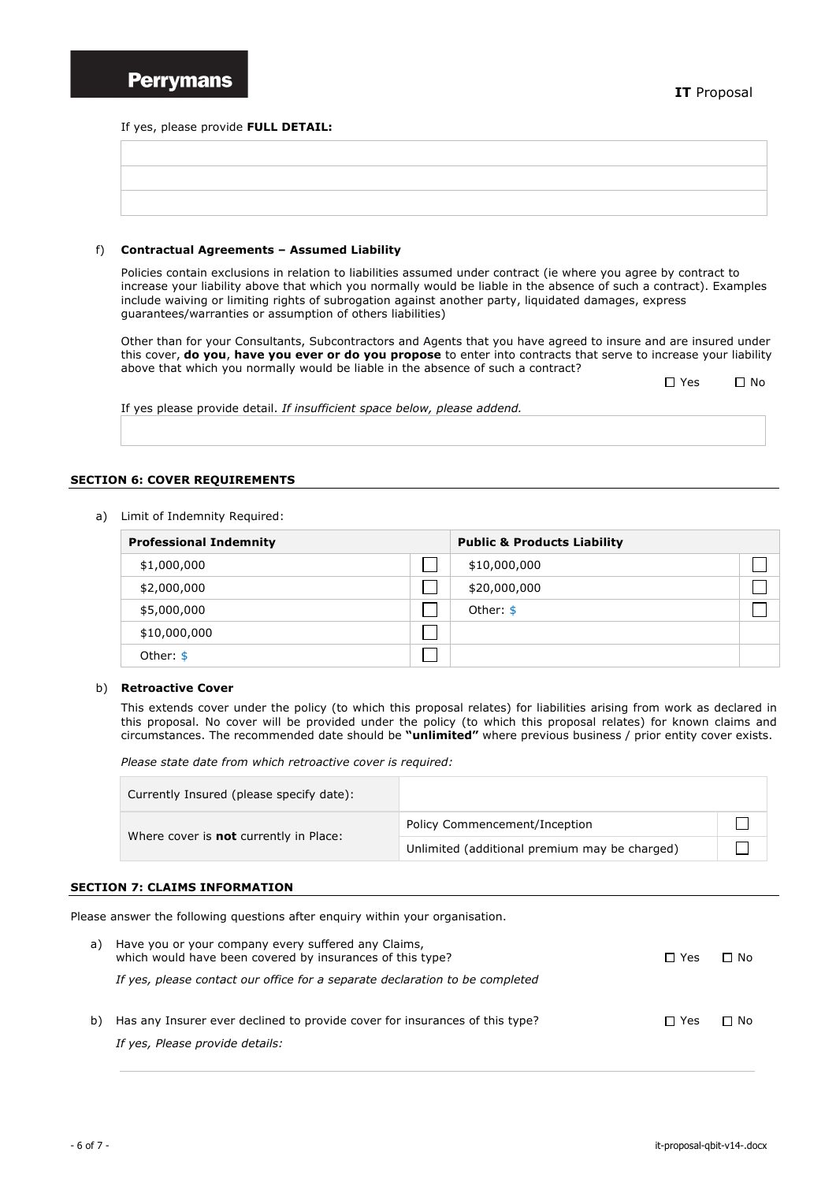If yes, please provide **FULL DETAIL:**

| |
|---|
| |
| |
| |

f) **Contractual Agreements – Assumed Liability**

Policies contain exclusions in relation to liabilities assumed under contract (ie where you agree by contract to increase your liability above that which you normally would be liable in the absence of such a contract). Examples include waiving or limiting rights of subrogation against another party, liquidated damages, express guarantees/warranties or assumption of others liabilities)

Other than for your Consultants, Subcontractors and Agents that you have agreed to insure and are insured under this cover, **do you**, **have you ever or do you propose** to enter into contracts that serve to increase your liability above that which you normally would be liable in the absence of such a contract?

☐ Yes ☐ No

If yes please provide detail. *If insufficient space below, please addend.*

| |
|---|
| |

## SECTION 6: COVER REQUIREMENTS

a) Limit of Indemnity Required:

| Professional Indemnity | | Public & Products Liability | |
|---|---|---|---|
| $1,000,000 | ☐ | $10,000,000 | ☐ |
| $2,000,000 | ☐ | $20,000,000 | ☐ |
| $5,000,000 | ☐ | Other: $ | ☐ |
| $10,000,000 | ☐ | | |
| Other: $ | ☐ | | |

b) **Retroactive Cover**

This extends cover under the policy (to which this proposal relates) for liabilities arising from work as declared in this proposal. No cover will be provided under the policy (to which this proposal relates) for known claims and circumstances. The recommended date should be **"unlimited"** where previous business / prior entity cover exists.

*Please state date from which retroactive cover is required:*

| Currently Insured (please specify date): | | |
|---|---|---|
| Where cover is **not** currently in Place: | Policy Commencement/Inception | ☐ |
| | Unlimited (additional premium may be charged) | ☐ |

## SECTION 7: CLAIMS INFORMATION

Please answer the following questions after enquiry within your organisation.

a) Have you or your company every suffered any Claims, which would have been covered by insurances of this type? ☐ Yes ☐ No

*If yes, please contact our office for a separate declaration to be completed*

b) Has any Insurer ever declined to provide cover for insurances of this type? ☐ Yes ☐ No

*If yes, Please provide details:*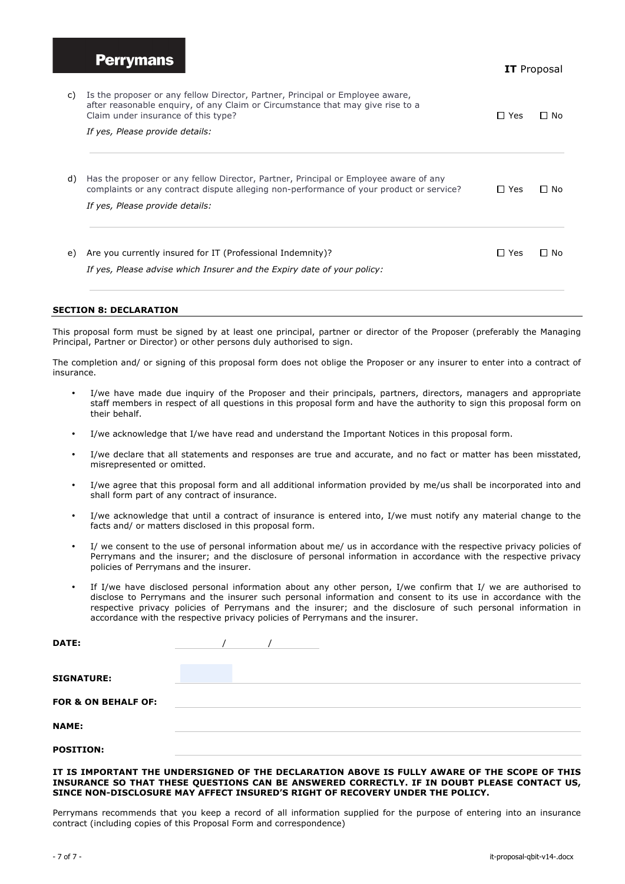c) Is the proposer or any fellow Director, Partner, Principal or Employee aware, after reasonable enquiry, of any Claim or Circumstance that may give rise to a Claim under insurance of this type? ☐ Yes ☐ No

*If yes, Please provide details:*

d) Has the proposer or any fellow Director, Partner, Principal or Employee aware of any complaints or any contract dispute alleging non-performance of your product or service? ☐ Yes ☐ No

*If yes, Please provide details:*

e) Are you currently insured for IT (Professional Indemnity)? ☐ Yes ☐ No

*If yes, Please advise which Insurer and the Expiry date of your policy:*

**SECTION 8: DECLARATION**

This proposal form must be signed by at least one principal, partner or director of the Proposer (preferably the Managing Principal, Partner or Director) or other persons duly authorised to sign.

The completion and/ or signing of this proposal form does not oblige the Proposer or any insurer to enter into a contract of insurance.

- I/we have made due inquiry of the Proposer and their principals, partners, directors, managers and appropriate staff members in respect of all questions in this proposal form and have the authority to sign this proposal form on their behalf.
- I/we acknowledge that I/we have read and understand the Important Notices in this proposal form.
- I/we declare that all statements and responses are true and accurate, and no fact or matter has been misstated, misrepresented or omitted.
- I/we agree that this proposal form and all additional information provided by me/us shall be incorporated into and shall form part of any contract of insurance.
- I/we acknowledge that until a contract of insurance is entered into, I/we must notify any material change to the facts and/ or matters disclosed in this proposal form.
- I/ we consent to the use of personal information about me/ us in accordance with the respective privacy policies of Perrymans and the insurer; and the disclosure of personal information in accordance with the respective privacy policies of Perrymans and the insurer.
- If I/we have disclosed personal information about any other person, I/we confirm that I/ we are authorised to disclose to Perrymans and the insurer such personal information and consent to its use in accordance with the respective privacy policies of Perrymans and the insurer; and the disclosure of such personal information in accordance with the respective privacy policies of Perrymans and the insurer.

**DATE:** / /

**SIGNATURE:**

**FOR & ON BEHALF OF:**

**NAME:**

**POSITION:**

**IT IS IMPORTANT THE UNDERSIGNED OF THE DECLARATION ABOVE IS FULLY AWARE OF THE SCOPE OF THIS INSURANCE SO THAT THESE QUESTIONS CAN BE ANSWERED CORRECTLY. IF IN DOUBT PLEASE CONTACT US, SINCE NON-DISCLOSURE MAY AFFECT INSURED'S RIGHT OF RECOVERY UNDER THE POLICY.**

Perrymans recommends that you keep a record of all information supplied for the purpose of entering into an insurance contract (including copies of this Proposal Form and correspondence)